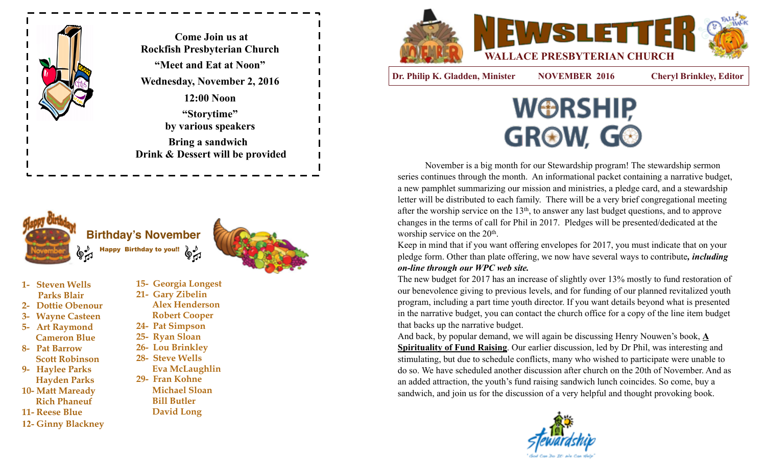Come Join us at
Rockfish Presbyterian Church

"Meet and Eat at Noon"

Wednesday, November 2, 2016

12:00 Noon

"Storytime"
by various speakers

Bring a sandwich
Drink & Dessert will be provided

## Birthday's November

Happy Birthday to you!!

- 1- Steven Wells
  Parks Blair
- 2- Dottie Obenour
- 3- Wayne Casteen
- 5- Art Raymond
  Cameron Blue
- 8- Pat Barrow
  Scott Robinson
- 9- Haylee Parks
  Hayden Parks
- 10- Matt Maready
  Rich Phaneuf
- 11- Reese Blue
- 12- Ginny Blackney
- 15- Georgia Longest
- 21- Gary Zibelin
  Alex Henderson
  Robert Cooper
- 24- Pat Simpson
- 25- Ryan Sloan
- 26- Lou Brinkley
- 28- Steve Wells
  Eva McLaughlin
- 29- Fran Kohne
  Michael Sloan
  Bill Butler
  David Long

# NEWSLETTER

## WALLACE PRESBYTERIAN CHURCH

**Dr. Philip K. Gladden, Minister** | **NOVEMBER 2016** | **Cheryl Brinkley, Editor**

# WORSHIP, GROW, GO

November is a big month for our Stewardship program! The stewardship sermon series continues through the month. An informational packet containing a narrative budget, a new pamphlet summarizing our mission and ministries, a pledge card, and a stewardship letter will be distributed to each family. There will be a very brief congregational meeting after the worship service on the 13th, to answer any last budget questions, and to approve changes in the terms of call for Phil in 2017. Pledges will be presented/dedicated at the worship service on the 20th.

Keep in mind that if you want offering envelopes for 2017, you must indicate that on your pledge form. Other than plate offering, we now have several ways to contribute***, including on-line through our WPC web site.***

The new budget for 2017 has an increase of slightly over 13% mostly to fund restoration of our benevolence giving to previous levels, and for funding of our planned revitalized youth program, including a part time youth director. If you want details beyond what is presented in the narrative budget, you can contact the church office for a copy of the line item budget that backs up the narrative budget.

And back, by popular demand, we will again be discussing Henry Nouwen's book, **A Spirituality of Fund Raising**. Our earlier discussion, led by Dr Phil, was interesting and stimulating, but due to schedule conflicts, many who wished to participate were unable to do so. We have scheduled another discussion after church on the 20th of November. And as an added attraction, the youth's fund raising sandwich lunch coincides. So come, buy a sandwich, and join us for the discussion of a very helpful and thought provoking book.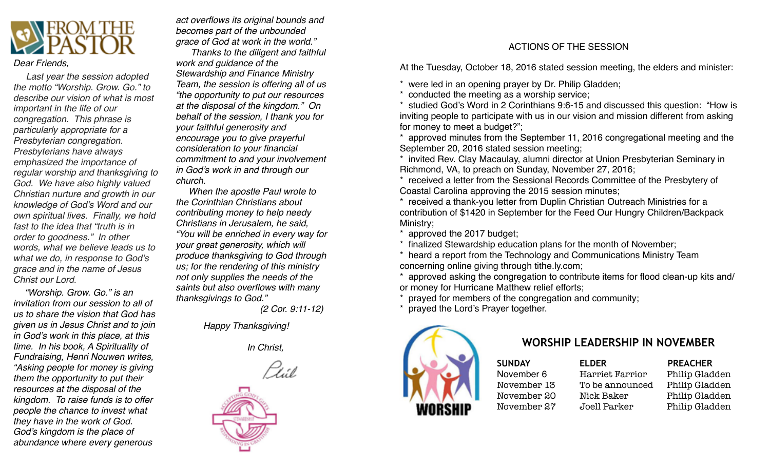# FROM THE PASTOR

*Dear Friends,*

*Last year the session adopted the motto "Worship. Grow. Go." to describe our vision of what is most important in the life of our congregation. This phrase is particularly appropriate for a Presbyterian congregation. Presbyterians have always emphasized the importance of regular worship and thanksgiving to God. We have also highly valued Christian nurture and growth in our knowledge of God's Word and our own spiritual lives. Finally, we hold fast to the idea that "truth is in order to goodness." In other words, what we believe leads us to what we do, in response to God's grace and in the name of Jesus Christ our Lord.*

*"Worship. Grow. Go." is an invitation from our session to all of us to share the vision that God has given us in Jesus Christ and to join in God's work in this place, at this time. In his book, A Spirituality of Fundraising, Henri Nouwen writes, "Asking people for money is giving them the opportunity to put their resources at the disposal of the kingdom. To raise funds is to offer people the chance to invest what they have in the work of God. God's kingdom is the place of abundance where every generous act overflows its original bounds and becomes part of the unbounded grace of God at work in the world."*

*Thanks to the diligent and faithful work and guidance of the Stewardship and Finance Ministry Team, the session is offering all of us "the opportunity to put our resources at the disposal of the kingdom." On behalf of the session, I thank you for your faithful generosity and encourage you to give prayerful consideration to your financial commitment and your involvement in God's work in and through our church.*

*When the apostle Paul wrote to the Corinthian Christians about contributing money to help needy Christians in Jerusalem, he said, "You will be enriched in every way for your great generosity, which will produce thanksgiving to God through us; for the rendering of this ministry not only supplies the needs of the saints but also overflows with many thanksgivings to God."*

*(2 Cor. 9:11-12)*

*Happy Thanksgiving!*

*In Christ,*

*Phil*

## ACTIONS OF THE SESSION

At the Tuesday, October 18, 2016 stated session meeting, the elders and minister:

* were led in an opening prayer by Dr. Philip Gladden;
* conducted the meeting as a worship service;
* studied God's Word in 2 Corinthians 9:6-15 and discussed this question: "How is inviting people to participate with us in our vision and mission different from asking for money to meet a budget?";
* approved minutes from the September 11, 2016 congregational meeting and the September 20, 2016 stated session meeting;
* invited Rev. Clay Macaulay, alumni director at Union Presbyterian Seminary in Richmond, VA, to preach on Sunday, November 27, 2016;
* received a letter from the Sessional Records Committee of the Presbytery of Coastal Carolina approving the 2015 session minutes;
* received a thank-you letter from Duplin Christian Outreach Ministries for a contribution of $1420 in September for the Feed Our Hungry Children/Backpack Ministry;
* approved the 2017 budget;
* finalized Stewardship education plans for the month of November;
* heard a report from the Technology and Communications Ministry Team concerning online giving through tithe.ly.com;
* approved asking the congregation to contribute items for flood clean-up kits and/or money for Hurricane Matthew relief efforts;
* prayed for members of the congregation and community;
* prayed the Lord's Prayer together.

## WORSHIP LEADERSHIP IN NOVEMBER

| SUNDAY | ELDER | PREACHER |
| --- | --- | --- |
| November 6 | Harriet Farrior | Philip Gladden |
| November 13 | To be announced | Philip Gladden |
| November 20 | Nick Baker | Philip Gladden |
| November 27 | Joell Parker | Philip Gladden |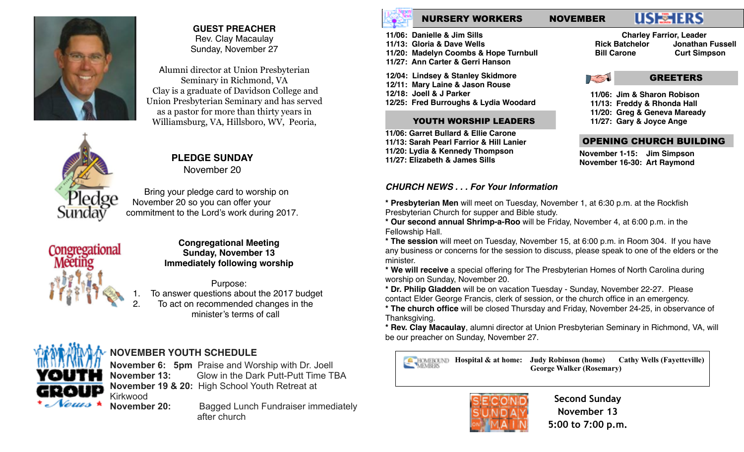**GUEST PREACHER**
Rev. Clay Macaulay
Sunday, November 27

Alumni director at Union Presbyterian Seminary in Richmond, VA
Clay is a graduate of Davidson College and Union Presbyterian Seminary and has served as a pastor for more than thirty years in Williamsburg, VA, Hillsboro, WV, Peoria,

**PLEDGE SUNDAY**
November 20

Bring your pledge card to worship on November 20 so you can offer your commitment to the Lord's work during 2017.

**Congregational Meeting**
**Sunday, November 13**
**Immediately following worship**

Purpose:

1. To answer questions about the 2017 budget
2. To act on recommended changes in the minister's terms of call

## NOVEMBER YOUTH SCHEDULE

**November 6: 5pm** Praise and Worship with Dr. Joell
**November 13:** Glow in the Dark Putt-Putt Time TBA
**November 19 & 20:** High School Youth Retreat at Kirkwood
**November 20:** Bagged Lunch Fundraiser immediately after church

## NURSERY WORKERS

**11/06: Danielle & Jim Sills**
**11/13: Gloria & Dave Wells**
**11/20: Madelyn Coombs & Hope Turnbull**
**11/27: Ann Carter & Gerri Hanson**

**12/04: Lindsey & Stanley Skidmore**
**12/11: Mary Laine & Jason Rouse**
**12/18: Joell & J Parker**
**12/25: Fred Burroughs & Lydia Woodard**

## NOVEMBER USHERS

**Charley Farrior, Leader**
**Rick Batchelor** **Jonathan Fussell**
**Bill Carone** **Curt Simpson**

## GREETERS

**11/06: Jim & Sharon Robison**
**11/13: Freddy & Rhonda Hall**
**11/20: Greg & Geneva Maready**
**11/27: Gary & Joyce Ange**

## YOUTH WORSHIP LEADERS

**11/06: Garret Bullard & Ellie Carone**
**11/13: Sarah Pearl Farrior & Hill Lanier**
**11/20: Lydia & Kennedy Thompson**
**11/27: Elizabeth & James Sills**

## OPENING CHURCH BUILDING

**November 1-15: Jim Simpson**
**November 16-30: Art Raymond**

## *CHURCH NEWS . . . For Your Information*

* **Presbyterian Men** will meet on Tuesday, November 1, at 6:30 p.m. at the Rockfish Presbyterian Church for supper and Bible study.
* **Our second annual Shrimp-a-Roo** will be Friday, November 4, at 6:00 p.m. in the Fellowship Hall.
* **The session** will meet on Tuesday, November 15, at 6:00 p.m. in Room 304. If you have any business or concerns for the session to discuss, please speak to one of the elders or the minister.
* **We will receive** a special offering for The Presbyterian Homes of North Carolina during worship on Sunday, November 20.
* **Dr. Philip Gladden** will be on vacation Tuesday - Sunday, November 22-27. Please contact Elder George Francis, clerk of session, or the church office in an emergency.
* **The church office** will be closed Thursday and Friday, November 24-25, in observance of Thanksgiving.
* **Rev. Clay Macaulay**, alumni director at Union Presbyterian Seminary in Richmond, VA, will be our preacher on Sunday, November 27.

**HOMEBOUND MEMBERS** — **Hospital & at home:** **Judy Robinson (home)** **Cathy Wells (Fayetteville)** **George Walker (Rosemary)**

Second Sunday
November 13
5:00 to 7:00 p.m.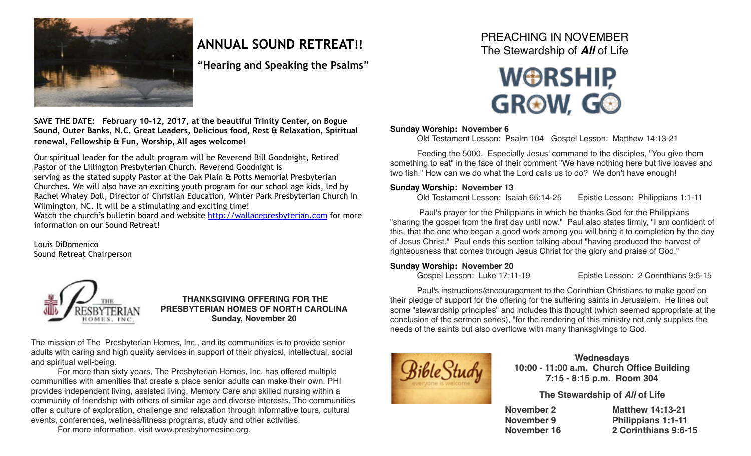## ANNUAL SOUND RETREAT!!

**"Hearing and Speaking the Psalms"**

**SAVE THE DATE: February 10-12, 2017, at the beautiful Trinity Center, on Bogue Sound, Outer Banks, N.C. Great Leaders, Delicious food, Rest & Relaxation, Spiritual renewal, Fellowship & Fun, Worship, All ages welcome!**

Our spiritual leader for the adult program will be Reverend Bill Goodnight, Retired Pastor of the Lillington Presbyterian Church. Reverend Goodnight is serving as the stated supply Pastor at the Oak Plain & Potts Memorial Presbyterian Churches. We will also have an exciting youth program for our school age kids, led by Rachel Whaley Doll, Director of Christian Education, Winter Park Presbyterian Church in Wilmington, NC. It will be a stimulating and exciting time!
Watch the church's bulletin board and website http://wallacepresbyterian.com for more information on our Sound Retreat!

Louis DiDomenico
Sound Retreat Chairperson

**THANKSGIVING OFFERING FOR THE PRESBYTERIAN HOMES OF NORTH CAROLINA**
**Sunday, November 20**

The mission of The Presbyterian Homes, Inc., and its communities is to provide senior adults with caring and high quality services in support of their physical, intellectual, social and spiritual well-being.

For more than sixty years, The Presbyterian Homes, Inc. has offered multiple communities with amenities that create a place senior adults can make their own. PHI provides independent living, assisted living, Memory Care and skilled nursing within a community of friendship with others of similar age and diverse interests. The communities offer a culture of exploration, challenge and relaxation through informative tours, cultural events, conferences, wellness/fitness programs, study and other activities.

For more information, visit www.presbyhomesinc.org.

## PREACHING IN NOVEMBER
## The Stewardship of *All* of Life

**WORSHIP, GROW, GO**

**Sunday Worship: November 6**
Old Testament Lesson: Psalm 104 Gospel Lesson: Matthew 14:13-21

Feeding the 5000. Especially Jesus' command to the disciples, "You give them something to eat" in the face of their comment "We have nothing here but five loaves and two fish." How can we do what the Lord calls us to do? We don't have enough!

**Sunday Worship: November 13**
Old Testament Lesson: Isaiah 65:14-25 Epistle Lesson: Philippians 1:1-11

Paul's prayer for the Philippians in which he thanks God for the Philippians "sharing the gospel from the first day until now." Paul also states firmly, "I am confident of this, that the one who began a good work among you will bring it to completion by the day of Jesus Christ." Paul ends this section talking about "having produced the harvest of righteousness that comes through Jesus Christ for the glory and praise of God."

**Sunday Worship: November 20**
Gospel Lesson: Luke 17:11-19 Epistle Lesson: 2 Corinthians 9:6-15

Paul's instructions/encouragement to the Corinthian Christians to make good on their pledge of support for the offering for the suffering saints in Jerusalem. He lines out some "stewardship principles" and includes this thought (which seemed appropriate at the conclusion of the sermon series), "for the rendering of this ministry not only supplies the needs of the saints but also overflows with many thanksgivings to God."

**Bible Study** — everyone is welcome

**Wednesdays**
**10:00 - 11:00 a.m. Church Office Building**
**7:15 - 8:15 p.m. Room 304**

**The Stewardship of *All* of Life**

| | |
|---|---|
| **November 2** | **Matthew 14:13-21** |
| **November 9** | **Philippians 1:1-11** |
| **November 16** | **2 Corinthians 9:6-15** |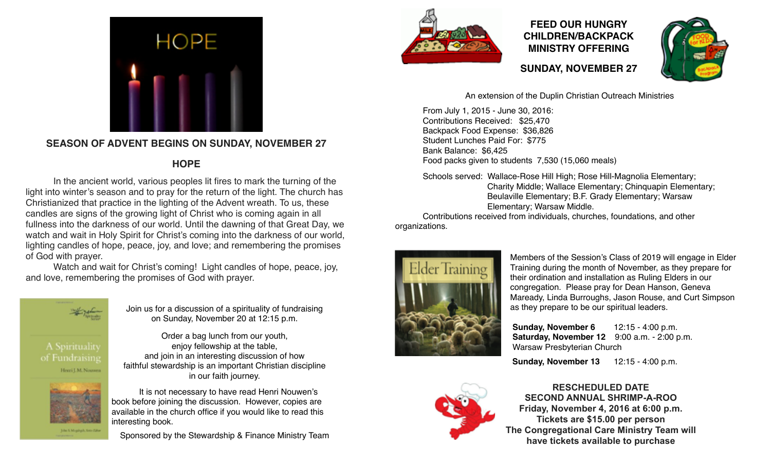## SEASON OF ADVENT BEGINS ON SUNDAY, NOVEMBER 27

### HOPE

In the ancient world, various peoples lit fires to mark the turning of the light into winter's season and to pray for the return of the light. The church has Christianized that practice in the lighting of the Advent wreath. To us, these candles are signs of the growing light of Christ who is coming again in all fullness into the darkness of our world. Until the dawning of that Great Day, we watch and wait in Holy Spirit for Christ's coming into the darkness of our world, lighting candles of hope, peace, joy, and love; and remembering the promises of God with prayer.

Watch and wait for Christ's coming! Light candles of hope, peace, joy, and love, remembering the promises of God with prayer.

Join us for a discussion of a spirituality of fundraising on Sunday, November 20 at 12:15 p.m.

Order a bag lunch from our youth,
enjoy fellowship at the table,
and join in an interesting discussion of how faithful stewardship is an important Christian discipline in our faith journey.

It is not necessary to have read Henri Nouwen's book before joining the discussion. However, copies are available in the church office if you would like to read this interesting book.

Sponsored by the Stewardship & Finance Ministry Team

## FEED OUR HUNGRY CHILDREN/BACKPACK MINISTRY OFFERING

**SUNDAY, NOVEMBER 27**

An extension of the Duplin Christian Outreach Ministries

From July 1, 2015 - June 30, 2016:
Contributions Received: $25,470
Backpack Food Expense: $36,826
Student Lunches Paid For: $775
Bank Balance: $6,425
Food packs given to students 7,530 (15,060 meals)

Schools served: Wallace-Rose Hill High; Rose Hill-Magnolia Elementary; Charity Middle; Wallace Elementary; Chinquapin Elementary; Beulaville Elementary; B.F. Grady Elementary; Warsaw Elementary; Warsaw Middle.

Contributions received from individuals, churches, foundations, and other organizations.

Members of the Session's Class of 2019 will engage in Elder Training during the month of November, as they prepare for their ordination and installation as Ruling Elders in our congregation. Please pray for Dean Hanson, Geneva Maready, Linda Burroughs, Jason Rouse, and Curt Simpson as they prepare to be our spiritual leaders.

**Sunday, November 6** 12:15 - 4:00 p.m.
**Saturday, November 12** 9:00 a.m. - 2:00 p.m.
Warsaw Presbyterian Church

**Sunday, November 13** 12:15 - 4:00 p.m.

**RESCHEDULED DATE**
**SECOND ANNUAL SHRIMP-A-ROO**
**Friday, November 4, 2016 at 6:00 p.m.**
**Tickets are $15.00 per person**
**The Congregational Care Ministry Team will have tickets available to purchase**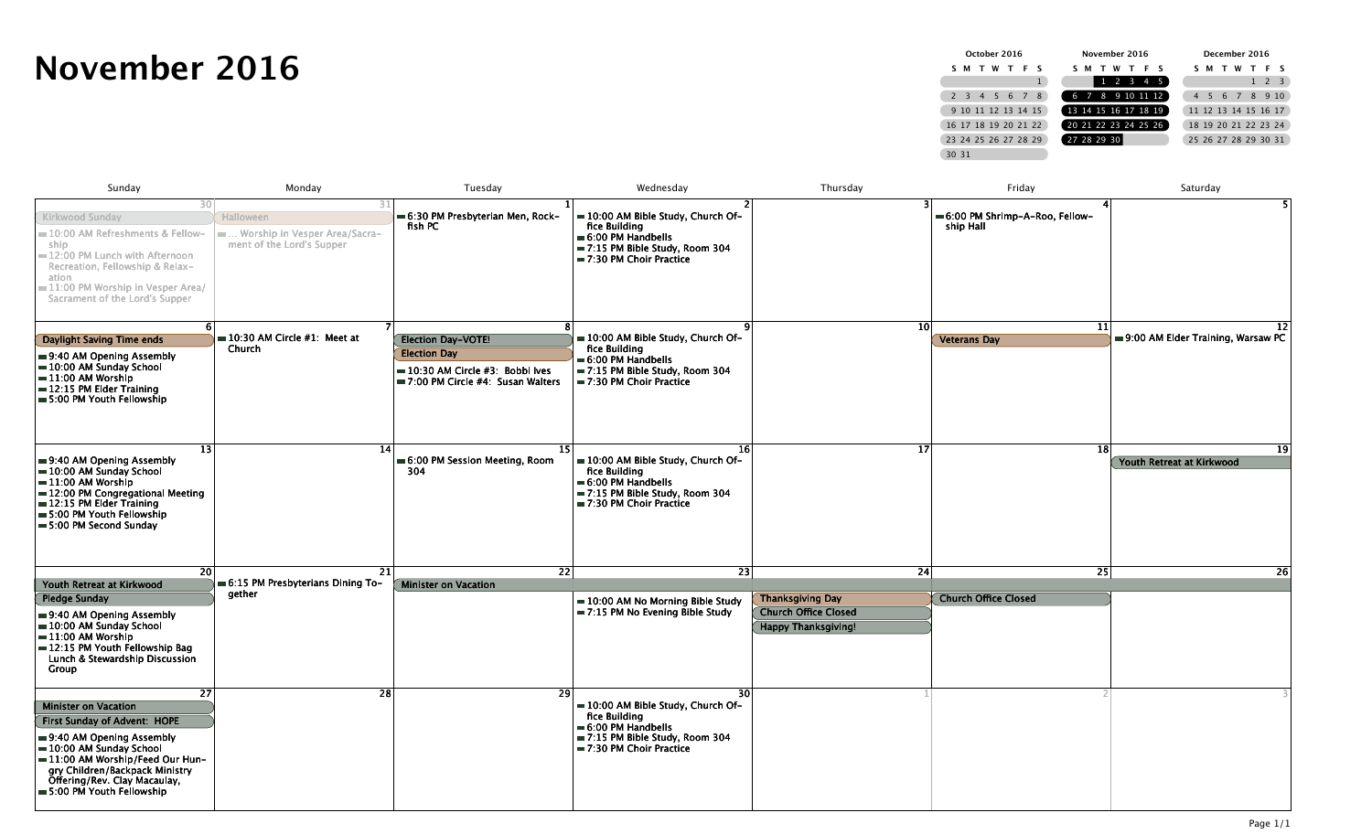# November 2016

| October 2016 | | | | | | |
|---|---|---|---|---|---|---|
| S | M | T | W | T | F | S |
| | | | | | | 1 |
| 2 | 3 | 4 | 5 | 6 | 7 | 8 |
| 9 | 10 | 11 | 12 | 13 | 14 | 15 |
| 16 | 17 | 18 | 19 | 20 | 21 | 22 |
| 23 | 24 | 25 | 26 | 27 | 28 | 29 |
| 30 | 31 | | | | | |

| November 2016 | | | | | | |
|---|---|---|---|---|---|---|
| S | M | T | W | T | F | S |
| | | 1 | 2 | 3 | 4 | 5 |
| 6 | 7 | 8 | 9 | 10 | 11 | 12 |
| 13 | 14 | 15 | 16 | 17 | 18 | 19 |
| 20 | 21 | 22 | 23 | 24 | 25 | 26 |
| 27 | 28 | 29 | 30 | | | |

| December 2016 | | | | | | |
|---|---|---|---|---|---|---|
| S | M | T | W | T | F | S |
| | | | | 1 | 2 | 3 |
| 4 | 5 | 6 | 7 | 8 | 9 | 10 |
| 11 | 12 | 13 | 14 | 15 | 16 | 17 |
| 18 | 19 | 20 | 21 | 22 | 23 | 24 |
| 25 | 26 | 27 | 28 | 29 | 30 | 31 |

| Sunday | Monday | Tuesday | Wednesday | Thursday | Friday | Saturday |
|---|---|---|---|---|---|---|
| 30<br>Kirkwood Sunday<br>10:00 AM Refreshments & Fellowship<br>12:00 PM Lunch with Afternoon Recreation, Fellowship & Relaxation<br>11:00 PM Worship in Vesper Area/ Sacrament of the Lord's Supper | 31<br>Halloween<br>... Worship in Vesper Area/Sacrament of the Lord's Supper | 1<br>6:30 PM Presbyterian Men, Rockfish PC | 2<br>10:00 AM Bible Study, Church Office Building<br>6:00 PM Handbells<br>7:15 PM Bible Study, Room 304<br>7:30 PM Choir Practice | 3 | 4<br>6:00 PM Shrimp-A-Roo, Fellowship Hall | 5 |
| 6<br>Daylight Saving Time ends<br>9:40 AM Opening Assembly<br>10:00 AM Sunday School<br>11:00 AM Worship<br>12:15 PM Elder Training<br>5:00 PM Youth Fellowship | 7<br>10:30 AM Circle #1: Meet at Church | 8<br>Election Day-VOTE!<br>Election Day<br>10:30 AM Circle #3: Bobbi Ives<br>7:00 PM Circle #4: Susan Walters | 9<br>10:00 AM Bible Study, Church Office Building<br>6:00 PM Handbells<br>7:15 PM Bible Study, Room 304<br>7:30 PM Choir Practice | 10 | 11<br>Veterans Day | 12<br>9:00 AM Elder Training, Warsaw PC |
| 13<br>9:40 AM Opening Assembly<br>10:00 AM Sunday School<br>11:00 AM Worship<br>12:00 PM Congregational Meeting<br>12:15 PM Elder Training<br>5:00 PM Youth Fellowship<br>5:00 PM Second Sunday | 14 | 15<br>6:00 PM Session Meeting, Room 304 | 16<br>10:00 AM Bible Study, Church Office Building<br>6:00 PM Handbells<br>7:15 PM Bible Study, Room 304<br>7:30 PM Choir Practice | 17 | 18 | 19<br>Youth Retreat at Kirkwood |
| 20<br>Youth Retreat at Kirkwood<br>Pledge Sunday<br>9:40 AM Opening Assembly<br>10:00 AM Sunday School<br>11:00 AM Worship<br>12:15 PM Youth Fellowship Bag Lunch & Stewardship Discussion Group | 21<br>6:15 PM Presbyterians Dining Together | 22<br>Minister on Vacation | 23<br>Minister on Vacation<br>10:00 AM No Morning Bible Study<br>7:15 PM No Evening Bible Study | 24<br>Minister on Vacation<br>Thanksgiving Day<br>Church Office Closed<br>Happy Thanksgiving! | 25<br>Minister on Vacation<br>Church Office Closed | 26<br>Minister on Vacation |
| 27<br>Minister on Vacation<br>First Sunday of Advent: HOPE<br>9:40 AM Opening Assembly<br>10:00 AM Sunday School<br>11:00 AM Worship/Feed Our Hungry Children/Backpack Ministry Offering/Rev. Clay Macaulay,<br>5:00 PM Youth Fellowship | 28 | 29 | 30<br>10:00 AM Bible Study, Church Office Building<br>6:00 PM Handbells<br>7:15 PM Bible Study, Room 304<br>7:30 PM Choir Practice | 1 | 2 | 3 |